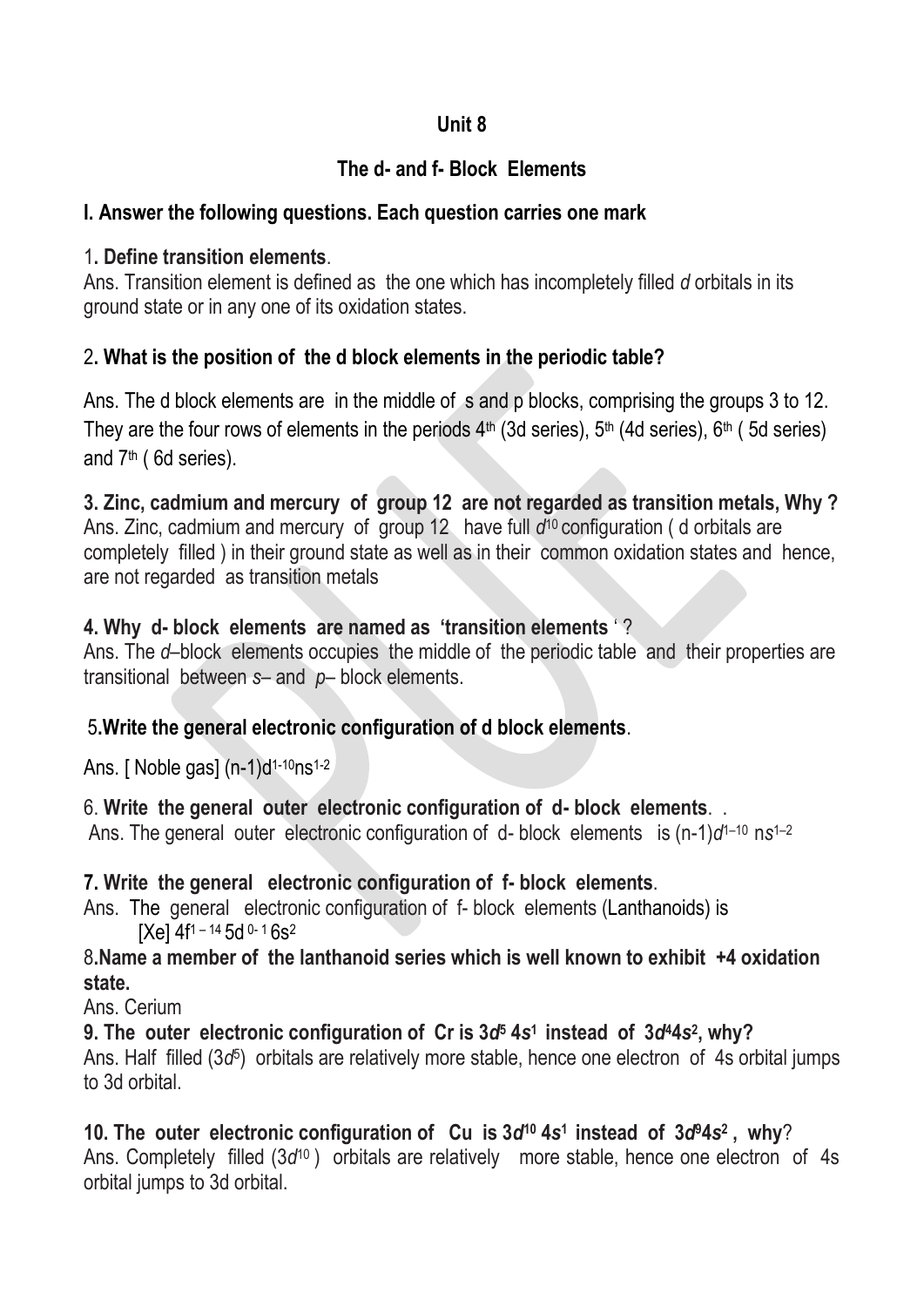## Unit 8

## The d- and f- Block Elements

### I. Answer the following questions. Each question carries one mark

1**. Define transition elements**.
Ans. Transition element is defined as the one which has incompletely filled *d* orbitals in its ground state or in any one of its oxidation states.

2**. What is the position of the d block elements in the periodic table?**

Ans. The d block elements are in the middle of s and p blocks, comprising the groups 3 to 12. They are the four rows of elements in the periods $4^{th}$ (3d series), $5^{th}$ (4d series), $6^{th}$ ( 5d series) and $7^{th}$ ( 6d series).

**3. Zinc, cadmium and mercury of group 12 are not regarded as transition metals, Why ?**
Ans. Zinc, cadmium and mercury of group 12 have full $d^{10}$ configuration ( d orbitals are completely filled ) in their ground state as well as in their common oxidation states and hence, are not regarded as transition metals

**4. Why d- block elements are named as 'transition elements** ' ?
Ans. The *d*–block elements occupies the middle of the periodic table and their properties are transitional between *s*– and *p*– block elements.

5**.Write the general electronic configuration of d block elements**.

Ans. [ Noble gas] $(n-1)d^{1-10}ns^{1-2}$

6. **Write the general outer electronic configuration of d- block elements**. .
Ans. The general outer electronic configuration of d- block elements is $(n-1)d^{1–10}\ ns^{1–2}$

**7. Write the general electronic configuration of f- block elements**.
Ans. The general electronic configuration of f- block elements (Lanthanoids) is
[Xe] $4f^{1-14}\ 5d^{0-1}\ 6s^2$

8**.Name a member of the lanthanoid series which is well known to exhibit +4 oxidation state.**
Ans. Cerium

**9. The outer electronic configuration of Cr is $3d^5\ 4s^1$ instead of $3d^4 4s^2$, why?**
Ans. Half filled ($3d^5$) orbitals are relatively more stable, hence one electron of 4s orbital jumps to 3d orbital.

**10. The outer electronic configuration of Cu is $3d^{10}\ 4s^1$ instead of $3d^9 4s^2$ , why**?
Ans. Completely filled ($3d^{10}$ ) orbitals are relatively more stable, hence one electron of 4s orbital jumps to 3d orbital.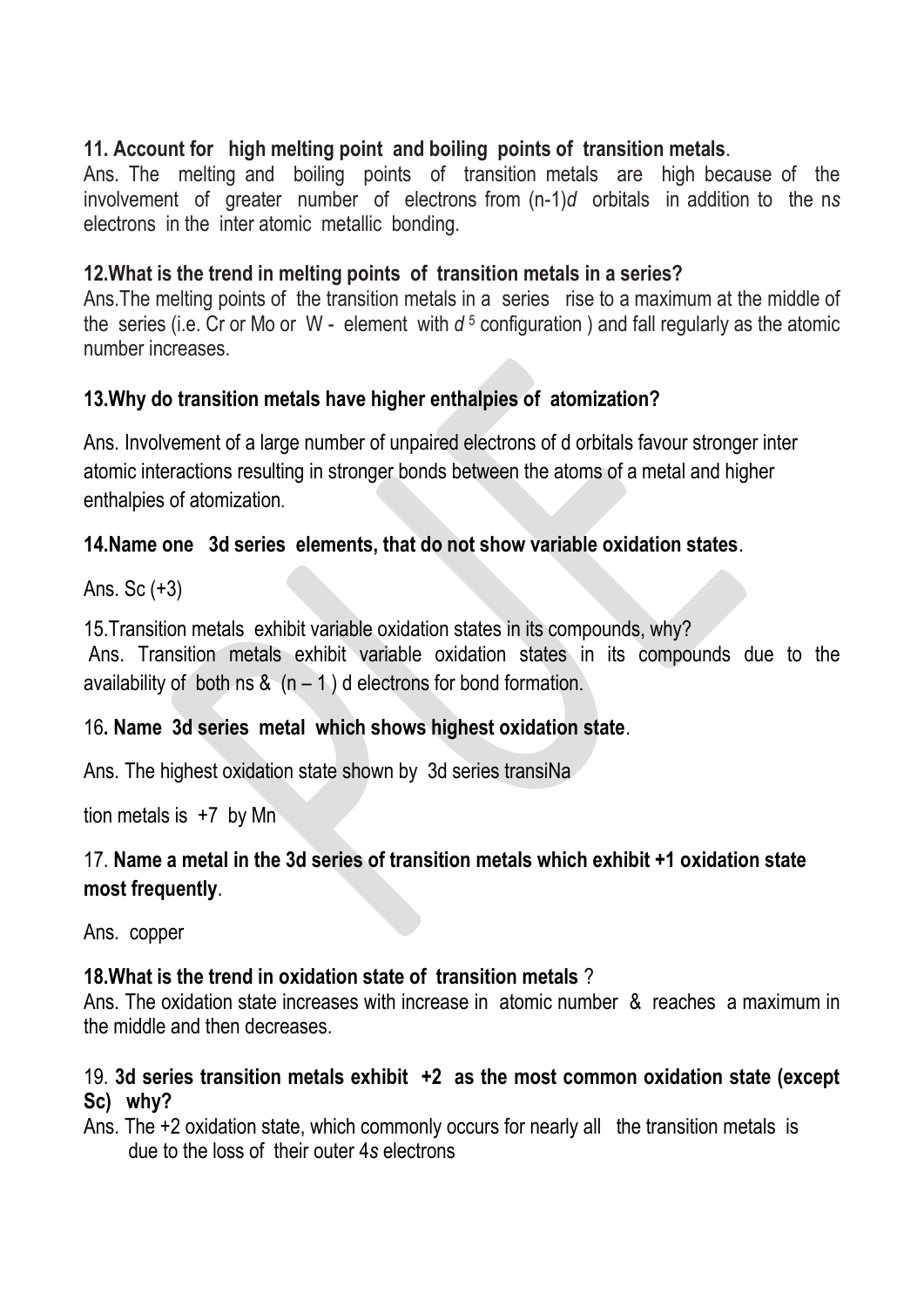**11. Account for high melting point and boiling points of transition metals**.

Ans. The melting and boiling points of transition metals are high because of the involvement of greater number of electrons from (n-1)*d* orbitals in addition to the n*s* electrons in the inter atomic metallic bonding.

**12.What is the trend in melting points of transition metals in a series?**

Ans.The melting points of the transition metals in a series rise to a maximum at the middle of the series (i.e. Cr or Mo or W - element with $d^5$ configuration ) and fall regularly as the atomic number increases.

**13.Why do transition metals have higher enthalpies of atomization?**

Ans. Involvement of a large number of unpaired electrons of d orbitals favour stronger inter atomic interactions resulting in stronger bonds between the atoms of a metal and higher enthalpies of atomization.

**14.Name one 3d series elements, that do not show variable oxidation states**.

Ans. Sc (+3)

15.Transition metals exhibit variable oxidation states in its compounds, why?

Ans. Transition metals exhibit variable oxidation states in its compounds due to the availability of both ns & (n – 1 ) d electrons for bond formation.

16**. Name 3d series metal which shows highest oxidation state**.

Ans. The highest oxidation state shown by 3d series transiNa

tion metals is +7 by Mn

17. **Name a metal in the 3d series of transition metals which exhibit +1 oxidation state most frequently**.

Ans. copper

**18.What is the trend in oxidation state of transition metals** ?

Ans. The oxidation state increases with increase in atomic number & reaches a maximum in the middle and then decreases.

19. **3d series transition metals exhibit +2 as the most common oxidation state (except Sc) why?**

Ans. The +2 oxidation state, which commonly occurs for nearly all the transition metals is due to the loss of their outer 4*s* electrons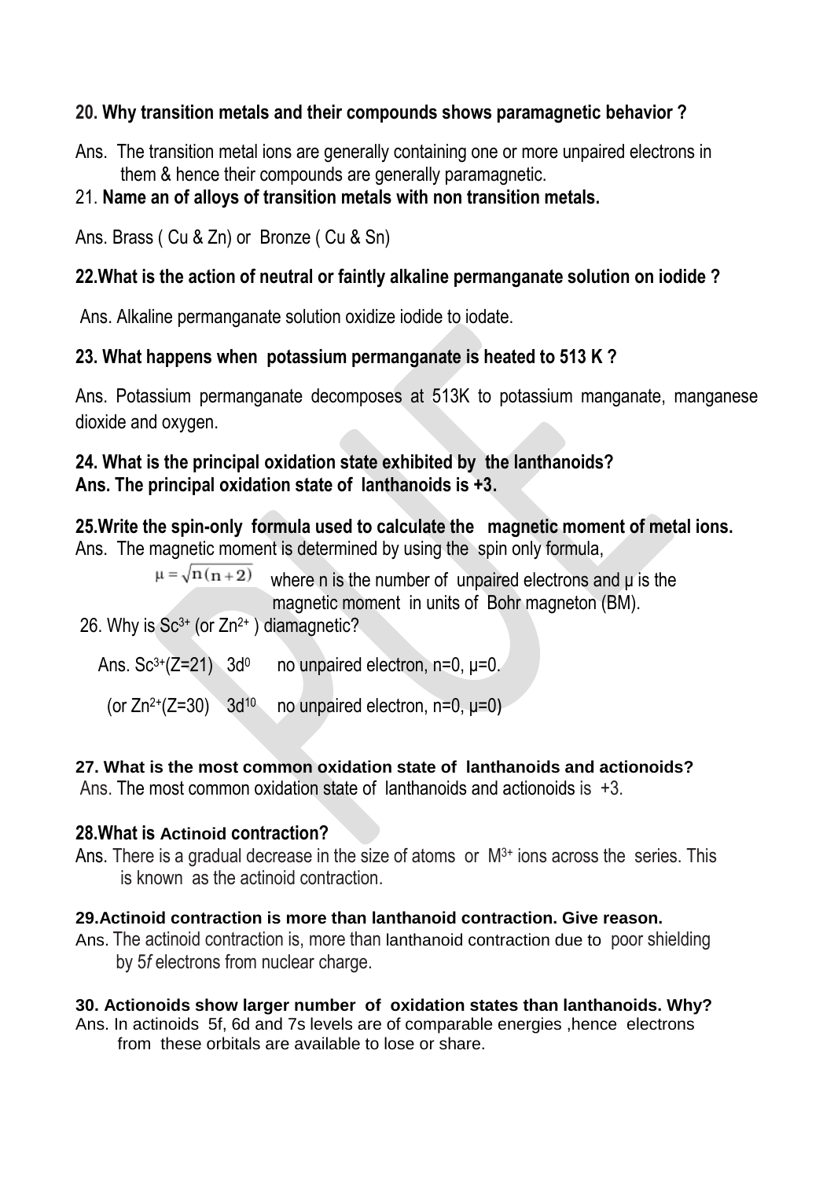**20. Why transition metals and their compounds shows paramagnetic behavior ?**

Ans. The transition metal ions are generally containing one or more unpaired electrons in them & hence their compounds are generally paramagnetic.

21. **Name an of alloys of transition metals with non transition metals.**

Ans. Brass ( Cu & Zn) or Bronze ( Cu & Sn)

**22.What is the action of neutral or faintly alkaline permanganate solution on iodide ?**

Ans. Alkaline permanganate solution oxidize iodide to iodate.

**23. What happens when potassium permanganate is heated to 513 K ?**

Ans. Potassium permanganate decomposes at 513K to potassium manganate, manganese dioxide and oxygen.

**24. What is the principal oxidation state exhibited by the lanthanoids?**
**Ans. The principal oxidation state of lanthanoids is +3.**

**25.Write the spin-only formula used to calculate the magnetic moment of metal ions.**

Ans. The magnetic moment is determined by using the spin only formula,

$\mu = \sqrt{n(n+2)}$ where n is the number of unpaired electrons and μ is the magnetic moment in units of Bohr magneton (BM).

26. Why is $Sc^{3+}$ (or $Zn^{2+}$ ) diamagnetic?

Ans. $Sc^{3+}$(Z=21) $3d^0$ no unpaired electron, n=0, μ=0.

(or $Zn^{2+}$(Z=30) $3d^{10}$ no unpaired electron, n=0, μ=0)

**27. What is the most common oxidation state of lanthanoids and actionoids?**

Ans. The most common oxidation state of lanthanoids and actionoids is +3.

**28.What is Actinoid contraction?**

Ans. There is a gradual decrease in the size of atoms or $M^{3+}$ ions across the series. This is known as the actinoid contraction.

**29.Actinoid contraction is more than lanthanoid contraction. Give reason.**

Ans. The actinoid contraction is, more than lanthanoid contraction due to poor shielding by 5*f* electrons from nuclear charge.

**30. Actionoids show larger number of oxidation states than lanthanoids. Why?**

Ans. In actinoids 5f, 6d and 7s levels are of comparable energies ,hence electrons from these orbitals are available to lose or share.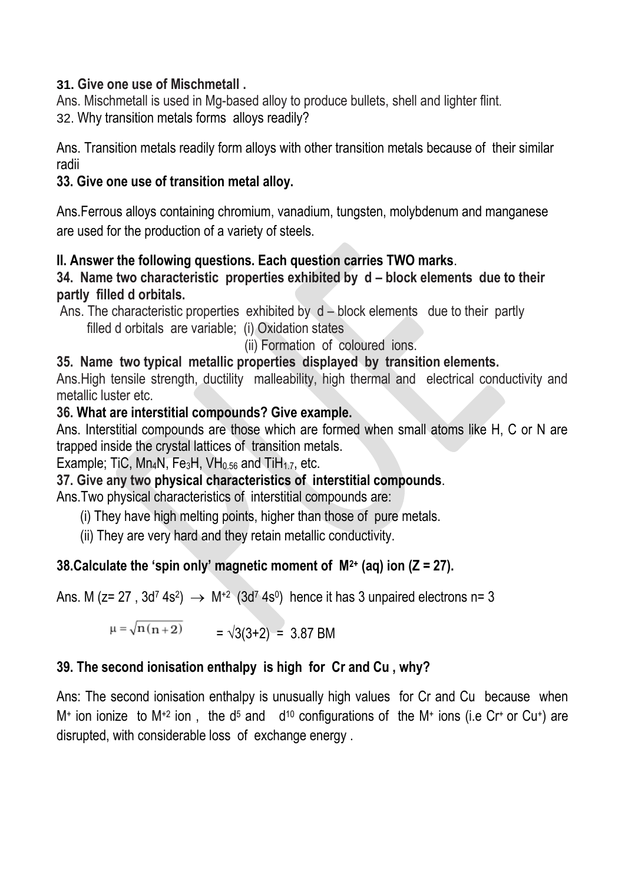**31. Give one use of Mischmetall .**

Ans. Mischmetall is used in Mg-based alloy to produce bullets, shell and lighter flint.

32. Why transition metals forms alloys readily?

Ans. Transition metals readily form alloys with other transition metals because of their similar radii

**33. Give one use of transition metal alloy.**

Ans.Ferrous alloys containing chromium, vanadium, tungsten, molybdenum and manganese are used for the production of a variety of steels.

**II. Answer the following questions. Each question carries TWO marks**.

**34. Name two characteristic properties exhibited by d – block elements due to their partly filled d orbitals.**

Ans. The characteristic properties exhibited by d – block elements due to their partly filled d orbitals are variable; (i) Oxidation states

(ii) Formation of coloured ions.

**35. Name two typical metallic properties displayed by transition elements.**

Ans.High tensile strength, ductility malleability, high thermal and electrical conductivity and metallic luster etc.

**36. What are interstitial compounds? Give example.**

Ans. Interstitial compounds are those which are formed when small atoms like H, C or N are trapped inside the crystal lattices of transition metals.

Example; TiC, $Mn_4N$, $Fe_3H$, $VH_{0.56}$ and $TiH_{1.7}$, etc.

**37. Give any two physical characteristics of interstitial compounds**.

Ans.Two physical characteristics of interstitial compounds are:

(i) They have high melting points, higher than those of pure metals.

(ii) They are very hard and they retain metallic conductivity.

**38.Calculate the 'spin only' magnetic moment of $M^{2+}$ (aq) ion (Z = 27).**

Ans. M (z= 27 , $3d^7\,4s^2$) $\rightarrow$ $M^{+2}$ ($3d^7\,4s^0$) hence it has 3 unpaired electrons n= 3

$\mu = \sqrt{n(n+2)}$ $= \sqrt{3(3+2)} = 3.87$ BM

**39. The second ionisation enthalpy is high for Cr and Cu , why?**

Ans: The second ionisation enthalpy is unusually high values for Cr and Cu because when $M^+$ ion ionize to $M^{+2}$ ion , the $d^5$ and $d^{10}$ configurations of the $M^+$ ions (i.e $Cr^+$ or $Cu^+$) are disrupted, with considerable loss of exchange energy .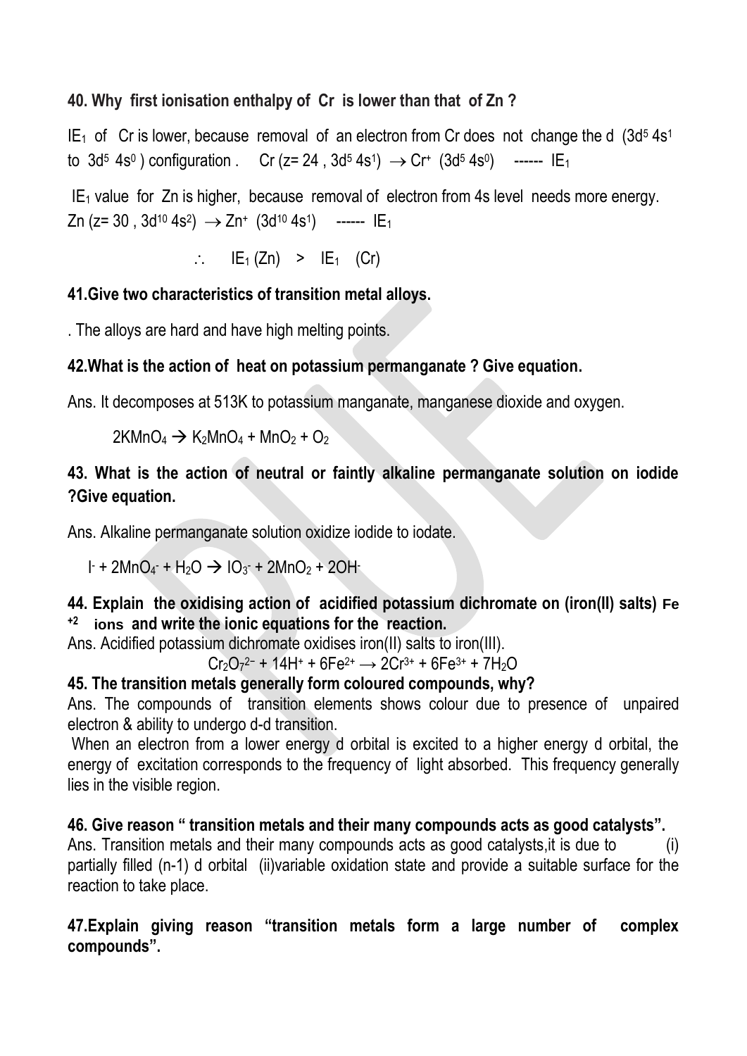**40. Why first ionisation enthalpy of Cr is lower than that of Zn ?**

$IE_1$ of Cr is lower, because removal of an electron from Cr does not change the d ($3d^5 4s^1$ to $3d^5 4s^0$) configuration . Cr (z= 24 , $3d^5 4s^1$) $\rightarrow$ $Cr^+$ ($3d^5 4s^0$) ------ $IE_1$

$IE_1$ value for Zn is higher, because removal of electron from 4s level needs more energy. Zn (z= 30 , $3d^{10} 4s^2$) $\rightarrow$ $Zn^+$ ($3d^{10} 4s^1$) ------ $IE_1$

$$\therefore \quad IE_1 (Zn) \;>\; IE_1 \;(Cr)$$

**41.Give two characteristics of transition metal alloys.**

. The alloys are hard and have high melting points.

**42.What is the action of heat on potassium permanganate ? Give equation.**

Ans. It decomposes at 513K to potassium manganate, manganese dioxide and oxygen.

$$2KMnO_4 \rightarrow K_2MnO_4 + MnO_2 + O_2$$

**43. What is the action of neutral or faintly alkaline permanganate solution on iodide ?Give equation.**

Ans. Alkaline permanganate solution oxidize iodide to iodate.

$$I^- + 2MnO_4^- + H_2O \rightarrow IO_3^- + 2MnO_2 + 2OH^-$$

**44. Explain the oxidising action of acidified potassium dichromate on (iron(II) salts) $Fe^{+2}$ ions and write the ionic equations for the reaction.**

Ans. Acidified potassium dichromate oxidises iron(II) salts to iron(III).

$$Cr_2O_7^{2-} + 14H^+ + 6Fe^{2+} \rightarrow 2Cr^{3+} + 6Fe^{3+} + 7H_2O$$

**45. The transition metals generally form coloured compounds, why?**

Ans. The compounds of transition elements shows colour due to presence of unpaired electron & ability to undergo d-d transition.

When an electron from a lower energy d orbital is excited to a higher energy d orbital, the energy of excitation corresponds to the frequency of light absorbed. This frequency generally lies in the visible region.

**46. Give reason " transition metals and their many compounds acts as good catalysts".**

Ans. Transition metals and their many compounds acts as good catalysts,it is due to (i) partially filled (n-1) d orbital (ii)variable oxidation state and provide a suitable surface for the reaction to take place.

**47.Explain giving reason "transition metals form a large number of complex compounds".**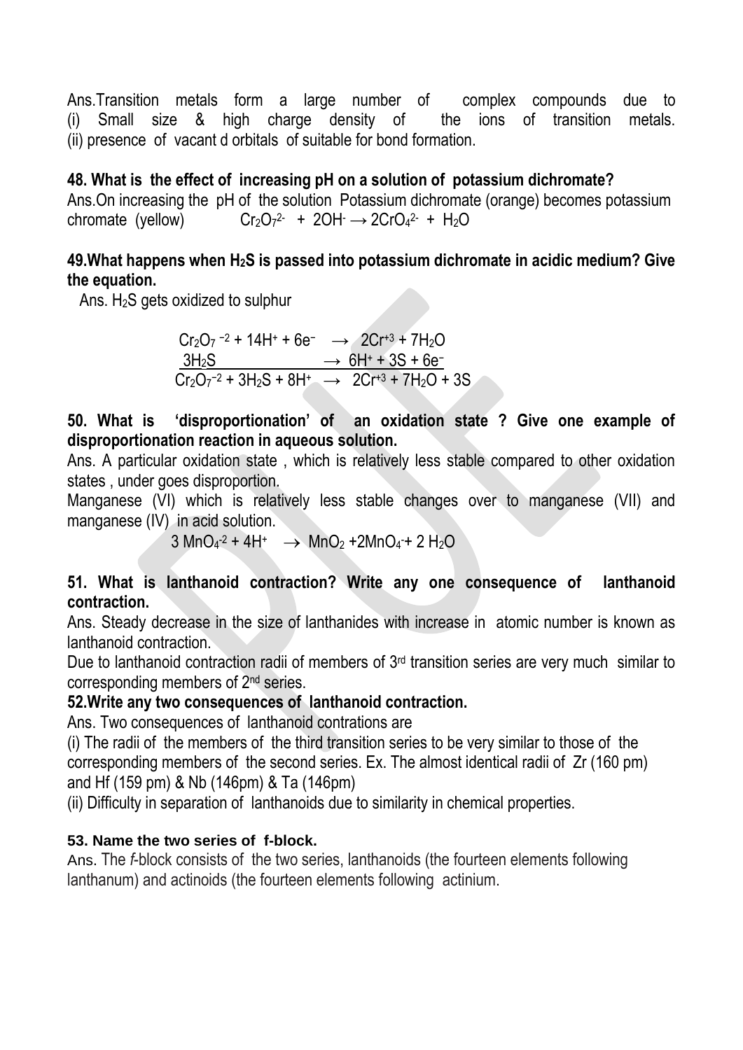Ans.Transition metals form a large number of complex compounds due to
(i) Small size & high charge density of the ions of transition metals.
(ii) presence of vacant d orbitals of suitable for bond formation.

**48. What is the effect of increasing pH on a solution of potassium dichromate?**

Ans.On increasing the pH of the solution Potassium dichromate (orange) becomes potassium chromate (yellow) $Cr_2O_7^{2-} + 2OH^- \rightarrow 2CrO_4^{2-} + H_2O$

**49.What happens when $H_2S$ is passed into potassium dichromate in acidic medium? Give the equation.**

Ans. $H_2S$ gets oxidized to sulphur

$$Cr_2O_7^{-2} + 14H^+ + 6e^- \rightarrow 2Cr^{+3} + 7H_2O$$
$$3H_2S \rightarrow 6H^+ + 3S + 6e^-$$
$$Cr_2O_7^{-2} + 3H_2S + 8H^+ \rightarrow 2Cr^{+3} + 7H_2O + 3S$$

**50. What is 'disproportionation' of an oxidation state ? Give one example of disproportionation reaction in aqueous solution.**

Ans. A particular oxidation state , which is relatively less stable compared to other oxidation states , under goes disproportion.

Manganese (VI) which is relatively less stable changes over to manganese (VII) and manganese (IV) in acid solution.

$$3 MnO_4^{-2} + 4H^+ \rightarrow MnO_2 + 2MnO_4^- + 2 H_2O$$

**51. What is lanthanoid contraction? Write any one consequence of lanthanoid contraction.**

Ans. Steady decrease in the size of lanthanides with increase in atomic number is known as lanthanoid contraction.

Due to lanthanoid contraction radii of members of 3rd transition series are very much similar to corresponding members of 2nd series.

**52.Write any two consequences of lanthanoid contraction.**

Ans. Two consequences of lanthanoid contrations are

(i) The radii of the members of the third transition series to be very similar to those of the corresponding members of the second series. Ex. The almost identical radii of Zr (160 pm) and Hf (159 pm) & Nb (146pm) & Ta (146pm)

(ii) Difficulty in separation of lanthanoids due to similarity in chemical properties.

**53. Name the two series of f-block.**

Ans. The *f*-block consists of the two series, lanthanoids (the fourteen elements following lanthanum) and actinoids (the fourteen elements following actinium.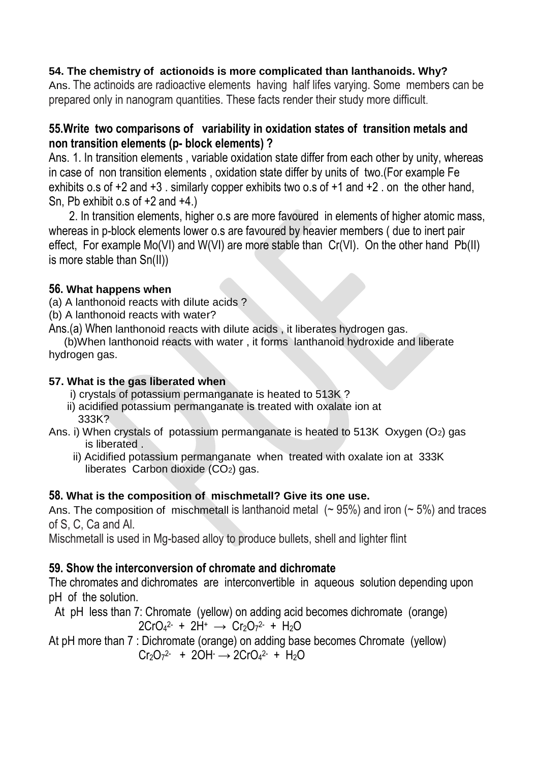**54. The chemistry of actionoids is more complicated than lanthanoids. Why?**

Ans. The actinoids are radioactive elements having half lifes varying. Some members can be prepared only in nanogram quantities. These facts render their study more difficult.

**55.Write two comparisons of variability in oxidation states of transition metals and non transition elements (p- block elements) ?**

Ans. 1. In transition elements , variable oxidation state differ from each other by unity, whereas in case of non transition elements , oxidation state differ by units of two.(For example Fe exhibits o.s of +2 and +3 . similarly copper exhibits two o.s of +1 and +2 . on the other hand, Sn, Pb exhibit o.s of +2 and +4.)

2. In transition elements, higher o.s are more favoured in elements of higher atomic mass, whereas in p-block elements lower o.s are favoured by heavier members ( due to inert pair effect, For example Mo(VI) and W(VI) are more stable than Cr(VI). On the other hand Pb(II) is more stable than Sn(II))

**56. What happens when**

(a) A lanthonoid reacts with dilute acids ?

(b) A lanthonoid reacts with water?

Ans.(a) When lanthonoid reacts with dilute acids , it liberates hydrogen gas.

(b)When lanthonoid reacts with water , it forms lanthanoid hydroxide and liberate hydrogen gas.

**57. What is the gas liberated when**

i) crystals of potassium permanganate is heated to 513K ?

ii) acidified potassium permanganate is treated with oxalate ion at 333K?

Ans. i) When crystals of potassium permanganate is heated to 513K Oxygen ($O_2$) gas is liberated .

ii) Acidified potassium permanganate when treated with oxalate ion at 333K liberates Carbon dioxide ($CO_2$) gas.

**58. What is the composition of mischmetall? Give its one use.**

Ans. The composition of mischmetall is lanthanoid metal (~ 95%) and iron (~ 5%) and traces of S, C, Ca and Al.

Mischmetall is used in Mg-based alloy to produce bullets, shell and lighter flint

**59. Show the interconversion of chromate and dichromate**

The chromates and dichromates are interconvertible in aqueous solution depending upon pH of the solution.

At pH less than 7: Chromate (yellow) on adding acid becomes dichromate (orange)

$$2CrO_4^{2-} + 2H^+ \rightarrow Cr_2O_7^{2-} + H_2O$$

At pH more than 7 : Dichromate (orange) on adding base becomes Chromate (yellow)

$$Cr_2O_7^{2-} + 2OH^- \rightarrow 2CrO_4^{2-} + H_2O$$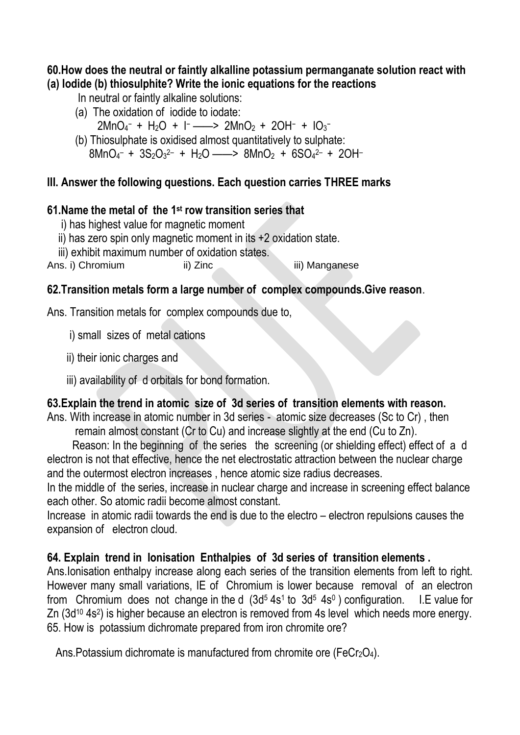**60.How does the neutral or faintly alkalline potassium permanganate solution react with (a) Iodide (b) thiosulphite? Write the ionic equations for the reactions**

In neutral or faintly alkaline solutions:

(a) The oxidation of iodide to iodate:

$$2MnO_4^- + H_2O + I^- \longrightarrow 2MnO_2 + 2OH^- + IO_3^-$$

(b) Thiosulphate is oxidised almost quantitatively to sulphate:

$$8MnO_4^- + 3S_2O_3^{2-} + H_2O \longrightarrow 8MnO_2 + 6SO_4^{2-} + 2OH^-$$

## III. Answer the following questions. Each question carries THREE marks

**61.Name the metal of the 1st row transition series that**

i) has highest value for magnetic moment

ii) has zero spin only magnetic moment in its +2 oxidation state.

iii) exhibit maximum number of oxidation states.

Ans. i) Chromium ii) Zinc iii) Manganese

**62.Transition metals form a large number of complex compounds.Give reason**.

Ans. Transition metals for complex compounds due to,

i) small sizes of metal cations

ii) their ionic charges and

iii) availability of d orbitals for bond formation.

**63.Explain the trend in atomic size of 3d series of transition elements with reason.**

Ans. With increase in atomic number in 3d series - atomic size decreases (Sc to Cr) , then remain almost constant (Cr to Cu) and increase slightly at the end (Cu to Zn).

Reason: In the beginning of the series the screening (or shielding effect) effect of a d electron is not that effective, hence the net electrostatic attraction between the nuclear charge and the outermost electron increases , hence atomic size radius decreases.

In the middle of the series, increase in nuclear charge and increase in screening effect balance each other. So atomic radii become almost constant.

Increase in atomic radii towards the end is due to the electro – electron repulsions causes the expansion of electron cloud.

**64. Explain trend in Ionisation Enthalpies of 3d series of transition elements .**

Ans.Ionisation enthalpy increase along each series of the transition elements from left to right. However many small variations, IE of Chromium is lower because removal of an electron from Chromium does not change in the d ($3d^5 4s^1$ to $3d^5 4s^0$ ) configuration. I.E value for Zn ($3d^{10} 4s^2$) is higher because an electron is removed from 4s level which needs more energy.

65. How is potassium dichromate prepared from iron chromite ore?

Ans.Potassium dichromate is manufactured from chromite ore ($FeCr_2O_4$).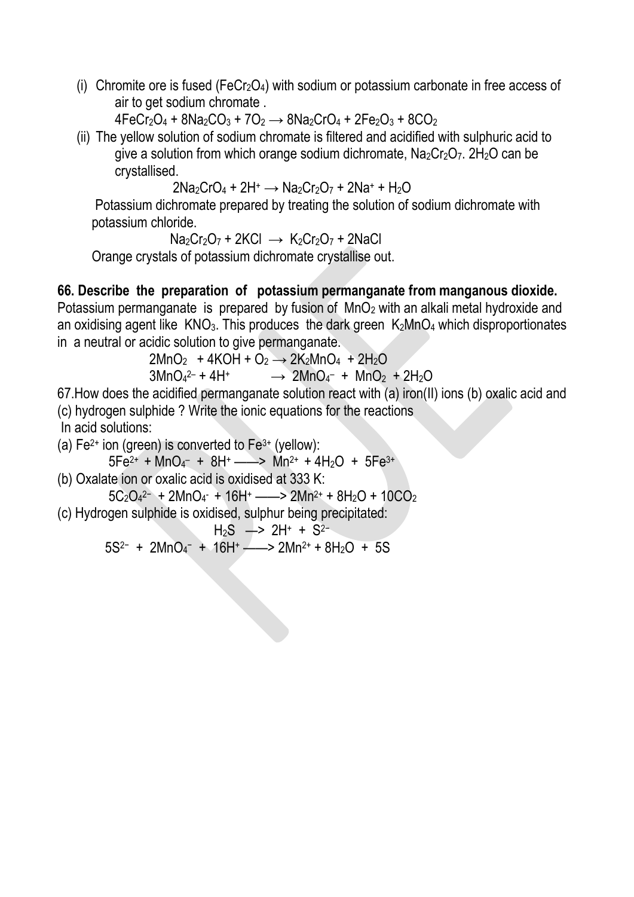(i) Chromite ore is fused ($FeCr_2O_4$) with sodium or potassium carbonate in free access of air to get sodium chromate .

$$4FeCr_2O_4 + 8Na_2CO_3 + 7O_2 \rightarrow 8Na_2CrO_4 + 2Fe_2O_3 + 8CO_2$$

(ii) The yellow solution of sodium chromate is filtered and acidified with sulphuric acid to give a solution from which orange sodium dichromate, $Na_2Cr_2O_7 \cdot 2H_2O$ can be crystallised.

$$2Na_2CrO_4 + 2H^+ \rightarrow Na_2Cr_2O_7 + 2Na^+ + H_2O$$

Potassium dichromate prepared by treating the solution of sodium dichromate with potassium chloride.

$$Na_2Cr_2O_7 + 2KCl \rightarrow K_2Cr_2O_7 + 2NaCl$$

Orange crystals of potassium dichromate crystallise out.

**66. Describe the preparation of potassium permanganate from manganous dioxide.**

Potassium permanganate is prepared by fusion of $MnO_2$ with an alkali metal hydroxide and an oxidising agent like $KNO_3$. This produces the dark green $K_2MnO_4$ which disproportionates in a neutral or acidic solution to give permanganate.

$$2MnO_2 + 4KOH + O_2 \rightarrow 2K_2MnO_4 + 2H_2O$$

$$3MnO_4^{2-} + 4H^+ \rightarrow 2MnO_4^- + MnO_2 + 2H_2O$$

67.How does the acidified permanganate solution react with (a) iron(II) ions (b) oxalic acid and (c) hydrogen sulphide ? Write the ionic equations for the reactions

In acid solutions:

(a) $Fe^{2+}$ ion (green) is converted to $Fe^{3+}$ (yellow):

$$5Fe^{2+} + MnO_4^- + 8H^+ \longrightarrow Mn^{2+} + 4H_2O + 5Fe^{3+}$$

(b) Oxalate ion or oxalic acid is oxidised at 333 K:

$$5C_2O_4^{2-} + 2MnO_4^- + 16H^+ \longrightarrow 2Mn^{2+} + 8H_2O + 10CO_2$$

(c) Hydrogen sulphide is oxidised, sulphur being precipitated:

$$H_2S \longrightarrow 2H^+ + S^{2-}$$

$$5S^{2-} + 2MnO_4^- + 16H^+ \longrightarrow 2Mn^{2+} + 8H_2O + 5S$$